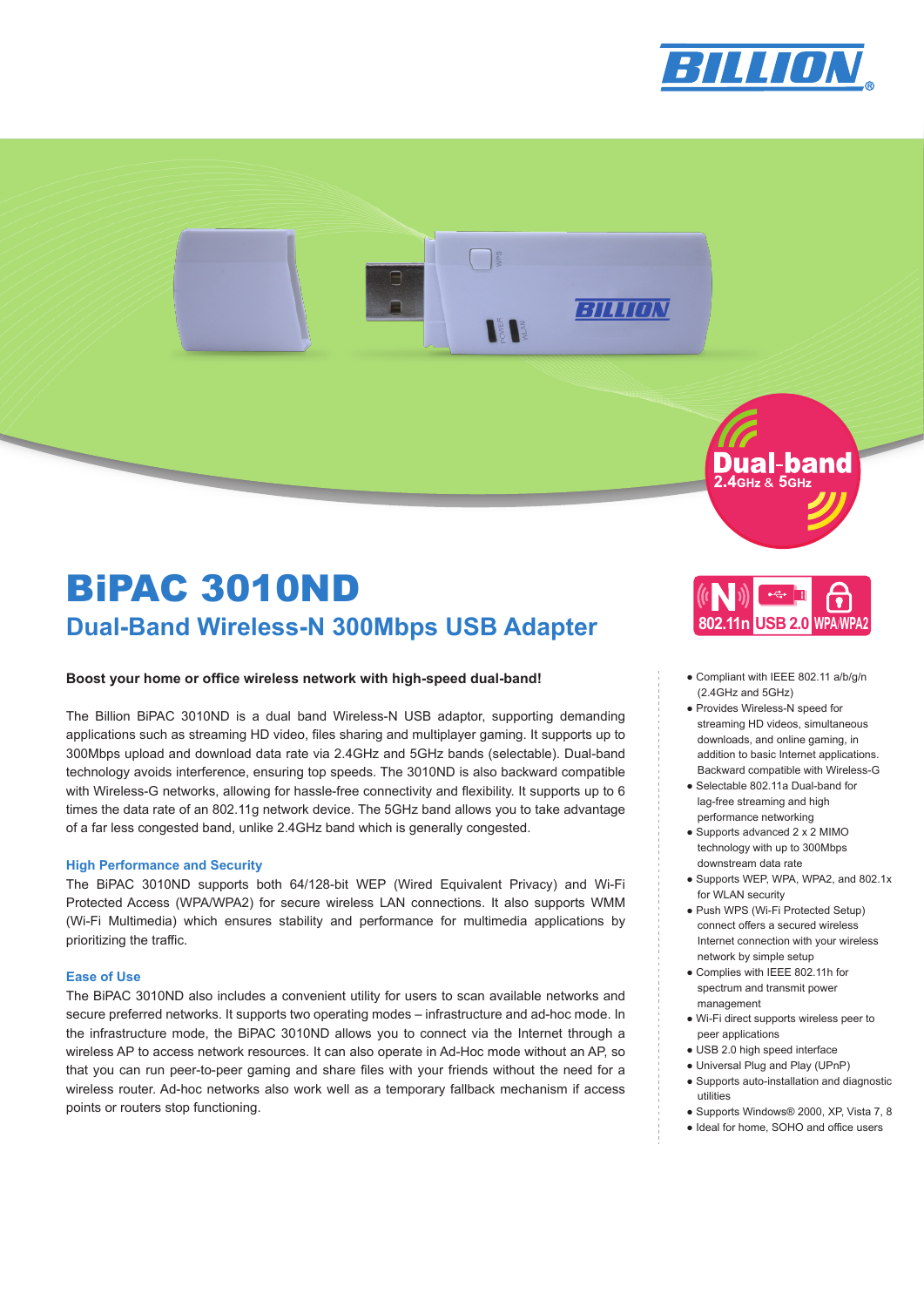# BiPAC 3010ND

## Dual-Band Wireless-N 300Mbps USB Adapter

Dual-band 2.4GHz & 5GHz

802.11n USB 2.0 WPA/WPA2

**Boost your home or office wireless network with high-speed dual-band!**

The Billion BiPAC 3010ND is a dual band Wireless-N USB adaptor, supporting demanding applications such as streaming HD video, files sharing and multiplayer gaming. It supports up to 300Mbps upload and download data rate via 2.4GHz and 5GHz bands (selectable). Dual-band technology avoids interference, ensuring top speeds. The 3010ND is also backward compatible with Wireless-G networks, allowing for hassle-free connectivity and flexibility. It supports up to 6 times the data rate of an 802.11g network device. The 5GHz band allows you to take advantage of a far less congested band, unlike 2.4GHz band which is generally congested.

### High Performance and Security

The BiPAC 3010ND supports both 64/128-bit WEP (Wired Equivalent Privacy) and Wi-Fi Protected Access (WPA/WPA2) for secure wireless LAN connections. It also supports WMM (Wi-Fi Multimedia) which ensures stability and performance for multimedia applications by prioritizing the traffic.

### Ease of Use

The BiPAC 3010ND also includes a convenient utility for users to scan available networks and secure preferred networks. It supports two operating modes – infrastructure and ad-hoc mode. In the infrastructure mode, the BiPAC 3010ND allows you to connect via the Internet through a wireless AP to access network resources. It can also operate in Ad-Hoc mode without an AP, so that you can run peer-to-peer gaming and share files with your friends without the need for a wireless router. Ad-hoc networks also work well as a temporary fallback mechanism if access points or routers stop functioning.

- Compliant with IEEE 802.11 a/b/g/n (2.4GHz and 5GHz)
- Provides Wireless-N speed for streaming HD videos, simultaneous downloads, and online gaming, in addition to basic Internet applications. Backward compatible with Wireless-G
- Selectable 802.11a Dual-band for lag-free streaming and high performance networking
- Supports advanced 2 x 2 MIMO technology with up to 300Mbps downstream data rate
- Supports WEP, WPA, WPA2, and 802.1x for WLAN security
- Push WPS (Wi-Fi Protected Setup) connect offers a secured wireless Internet connection with your wireless network by simple setup
- Complies with IEEE 802.11h for spectrum and transmit power management
- Wi-Fi direct supports wireless peer to peer applications
- USB 2.0 high speed interface
- Universal Plug and Play (UPnP)
- Supports auto-installation and diagnostic utilities
- Supports Windows® 2000, XP, Vista 7, 8
- Ideal for home, SOHO and office users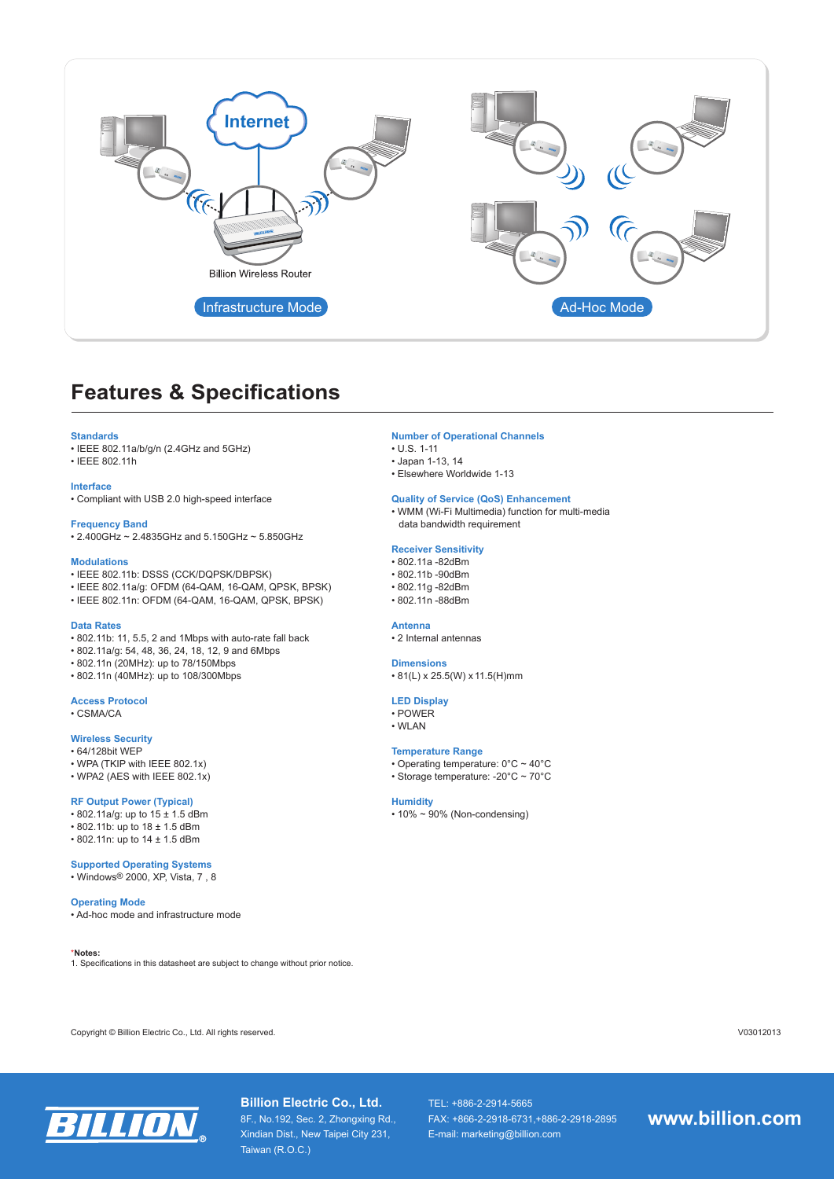Infrastructure Mode

Ad-Hoc Mode

Billion Wireless Router

Internet

## Features & Specifications

**Standards**
- IEEE 802.11a/b/g/n (2.4GHz and 5GHz)
- IEEE 802.11h

**Interface**
- Compliant with USB 2.0 high-speed interface

**Frequency Band**
- 2.400GHz ~ 2.4835GHz and 5.150GHz ~ 5.850GHz

**Modulations**
- IEEE 802.11b: DSSS (CCK/DQPSK/DBPSK)
- IEEE 802.11a/g: OFDM (64-QAM, 16-QAM, QPSK, BPSK)
- IEEE 802.11n: OFDM (64-QAM, 16-QAM, QPSK, BPSK)

**Data Rates**
- 802.11b: 11, 5.5, 2 and 1Mbps with auto-rate fall back
- 802.11a/g: 54, 48, 36, 24, 18, 12, 9 and 6Mbps
- 802.11n (20MHz): up to 78/150Mbps
- 802.11n (40MHz): up to 108/300Mbps

**Access Protocol**
- CSMA/CA

**Wireless Security**
- 64/128bit WEP
- WPA (TKIP with IEEE 802.1x)
- WPA2 (AES with IEEE 802.1x)

**RF Output Power (Typical)**
- 802.11a/g: up to 15 ± 1.5 dBm
- 802.11b: up to 18 ± 1.5 dBm
- 802.11n: up to 14 ± 1.5 dBm

**Supported Operating Systems**
- Windows® 2000, XP, Vista, 7 , 8

**Operating Mode**
- Ad-hoc mode and infrastructure mode

**Number of Operational Channels**
- U.S. 1-11
- Japan 1-13, 14
- Elsewhere Worldwide 1-13

**Quality of Service (QoS) Enhancement**
- WMM (Wi-Fi Multimedia) function for multi-media data bandwidth requirement

**Receiver Sensitivity**
- 802.11a -82dBm
- 802.11b -90dBm
- 802.11g -82dBm
- 802.11n -88dBm

**Antenna**
- 2 Internal antennas

**Dimensions**
- 81(L) x 25.5(W) x 11.5(H)mm

**LED Display**
- POWER
- WLAN

**Temperature Range**
- Operating temperature: 0°C ~ 40°C
- Storage temperature: -20°C ~ 70°C

**Humidity**
- 10% ~ 90% (Non-condensing)

*Notes:
1. Specifications in this datasheet are subject to change without prior notice.

Copyright © Billion Electric Co., Ltd. All rights reserved.

V03012013

**Billion Electric Co., Ltd.**
8F., No.192, Sec. 2, Zhongxing Rd., Xindian Dist., New Taipei City 231, Taiwan (R.O.C.)

TEL: +886-2-2914-5665
FAX: +886-2-2918-6731,+886-2-2918-2895
E-mail: marketing@billion.com

**www.billion.com**